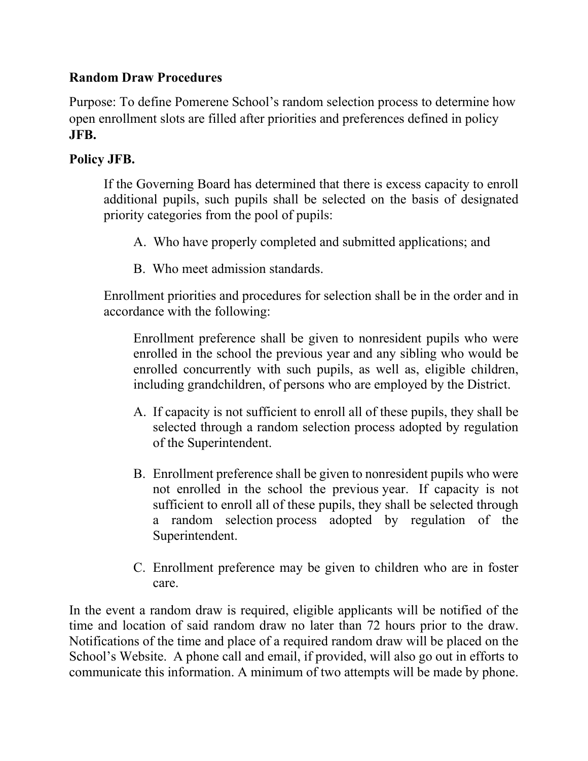**Random Draw Procedures**

Purpose: To define Pomerene School's random selection process to determine how open enrollment slots are filled after priorities and preferences defined in policy **JFB.**

**Policy JFB.**

> If the Governing Board has determined that there is excess capacity to enroll additional pupils, such pupils shall be selected on the basis of designated priority categories from the pool of pupils:
>
> A. Who have properly completed and submitted applications; and
>
> B. Who meet admission standards.
>
> Enrollment priorities and procedures for selection shall be in the order and in accordance with the following:
>
> > Enrollment preference shall be given to nonresident pupils who were enrolled in the school the previous year and any sibling who would be enrolled concurrently with such pupils, as well as, eligible children, including grandchildren, of persons who are employed by the District.
> >
> > A. If capacity is not sufficient to enroll all of these pupils, they shall be selected through a random selection process adopted by regulation of the Superintendent.
> >
> > B. Enrollment preference shall be given to nonresident pupils who were not enrolled in the school the previous year. If capacity is not sufficient to enroll all of these pupils, they shall be selected through a random selection process adopted by regulation of the Superintendent.
> >
> > C. Enrollment preference may be given to children who are in foster care.

In the event a random draw is required, eligible applicants will be notified of the time and location of said random draw no later than 72 hours prior to the draw. Notifications of the time and place of a required random draw will be placed on the School's Website. A phone call and email, if provided, will also go out in efforts to communicate this information. A minimum of two attempts will be made by phone.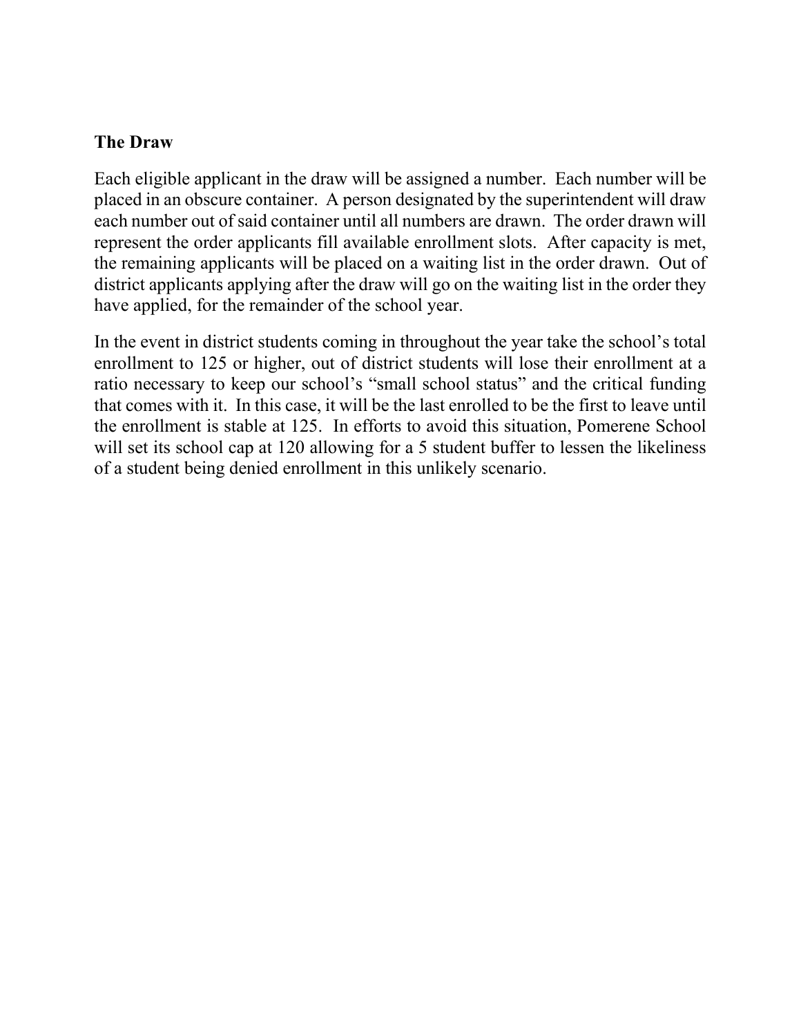**The Draw**

Each eligible applicant in the draw will be assigned a number. Each number will be placed in an obscure container. A person designated by the superintendent will draw each number out of said container until all numbers are drawn. The order drawn will represent the order applicants fill available enrollment slots. After capacity is met, the remaining applicants will be placed on a waiting list in the order drawn. Out of district applicants applying after the draw will go on the waiting list in the order they have applied, for the remainder of the school year.

In the event in district students coming in throughout the year take the school's total enrollment to 125 or higher, out of district students will lose their enrollment at a ratio necessary to keep our school's "small school status" and the critical funding that comes with it. In this case, it will be the last enrolled to be the first to leave until the enrollment is stable at 125. In efforts to avoid this situation, Pomerene School will set its school cap at 120 allowing for a 5 student buffer to lessen the likeliness of a student being denied enrollment in this unlikely scenario.